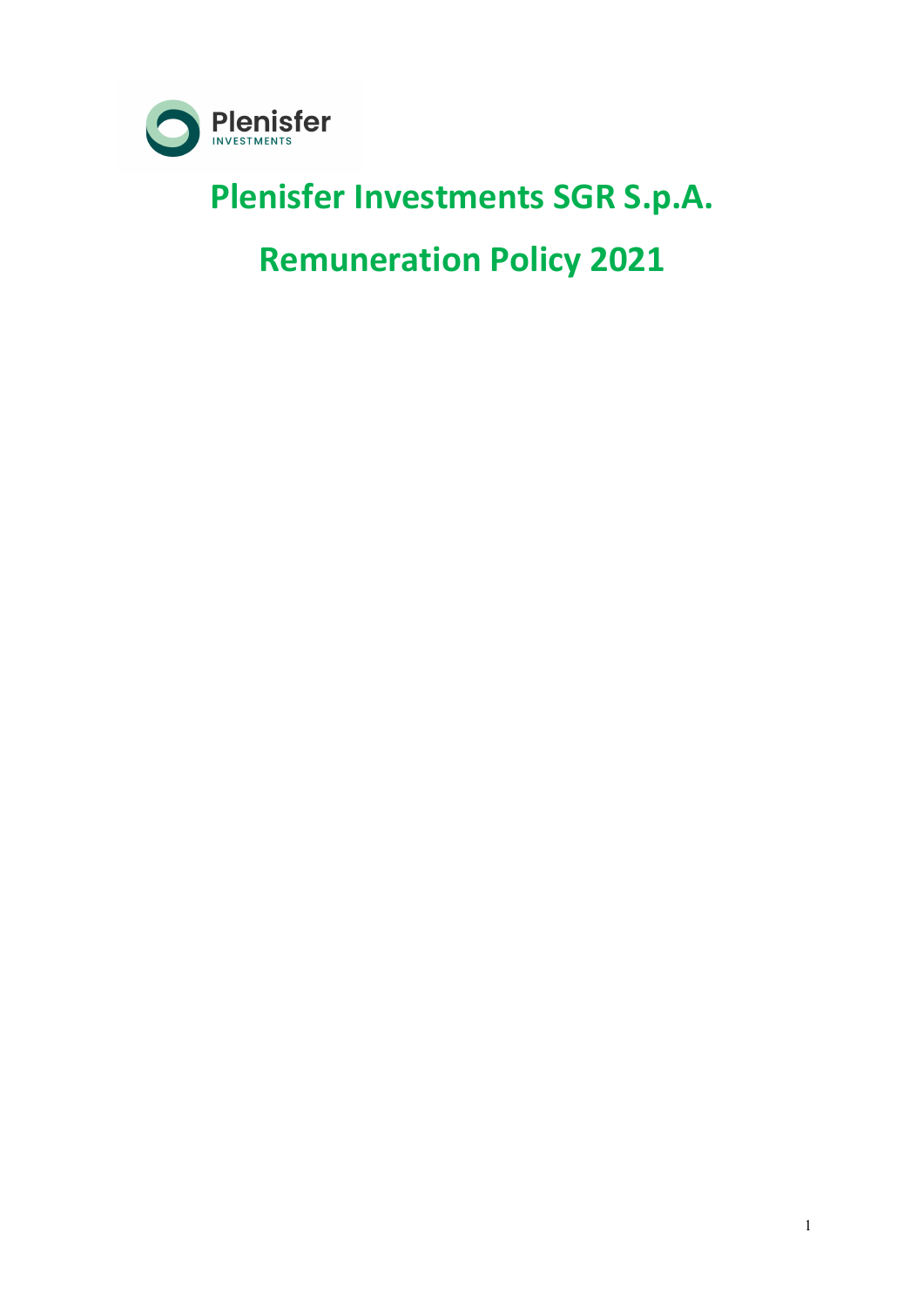# Plenisfer Investments SGR S.p.A.

# Remuneration Policy 2021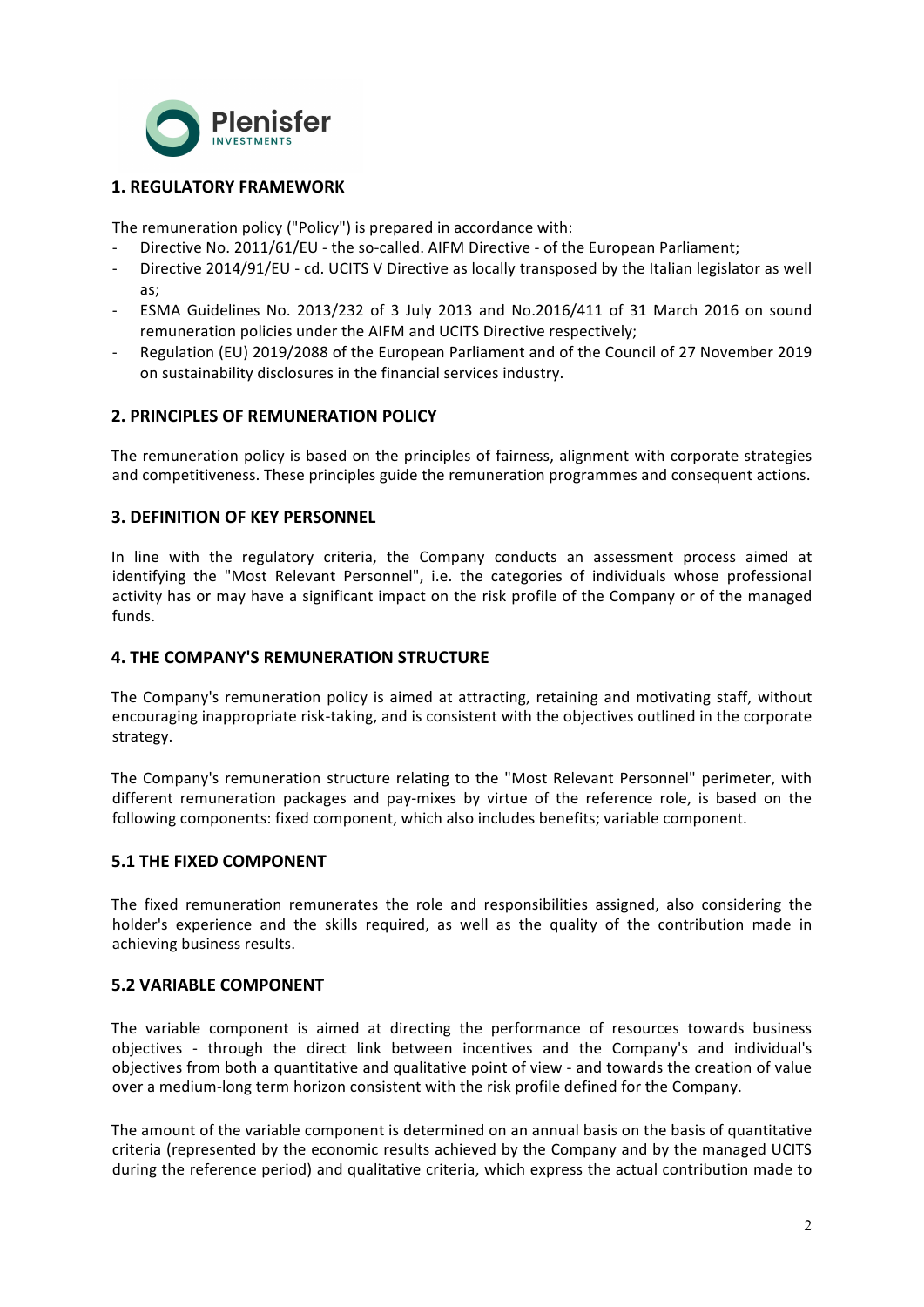## 1. REGULATORY FRAMEWORK

The remuneration policy ("Policy") is prepared in accordance with:

- Directive No. 2011/61/EU - the so-called. AIFM Directive - of the European Parliament;
- Directive 2014/91/EU - cd. UCITS V Directive as locally transposed by the Italian legislator as well as;
- ESMA Guidelines No. 2013/232 of 3 July 2013 and No.2016/411 of 31 March 2016 on sound remuneration policies under the AIFM and UCITS Directive respectively;
- Regulation (EU) 2019/2088 of the European Parliament and of the Council of 27 November 2019 on sustainability disclosures in the financial services industry.

## 2. PRINCIPLES OF REMUNERATION POLICY

The remuneration policy is based on the principles of fairness, alignment with corporate strategies and competitiveness. These principles guide the remuneration programmes and consequent actions.

## 3. DEFINITION OF KEY PERSONNEL

In line with the regulatory criteria, the Company conducts an assessment process aimed at identifying the "Most Relevant Personnel", i.e. the categories of individuals whose professional activity has or may have a significant impact on the risk profile of the Company or of the managed funds.

## 4. THE COMPANY'S REMUNERATION STRUCTURE

The Company's remuneration policy is aimed at attracting, retaining and motivating staff, without encouraging inappropriate risk-taking, and is consistent with the objectives outlined in the corporate strategy.

The Company's remuneration structure relating to the "Most Relevant Personnel" perimeter, with different remuneration packages and pay-mixes by virtue of the reference role, is based on the following components: fixed component, which also includes benefits; variable component.

### 5.1 THE FIXED COMPONENT

The fixed remuneration remunerates the role and responsibilities assigned, also considering the holder's experience and the skills required, as well as the quality of the contribution made in achieving business results.

### 5.2 VARIABLE COMPONENT

The variable component is aimed at directing the performance of resources towards business objectives - through the direct link between incentives and the Company's and individual's objectives from both a quantitative and qualitative point of view - and towards the creation of value over a medium-long term horizon consistent with the risk profile defined for the Company.

The amount of the variable component is determined on an annual basis on the basis of quantitative criteria (represented by the economic results achieved by the Company and by the managed UCITS during the reference period) and qualitative criteria, which express the actual contribution made to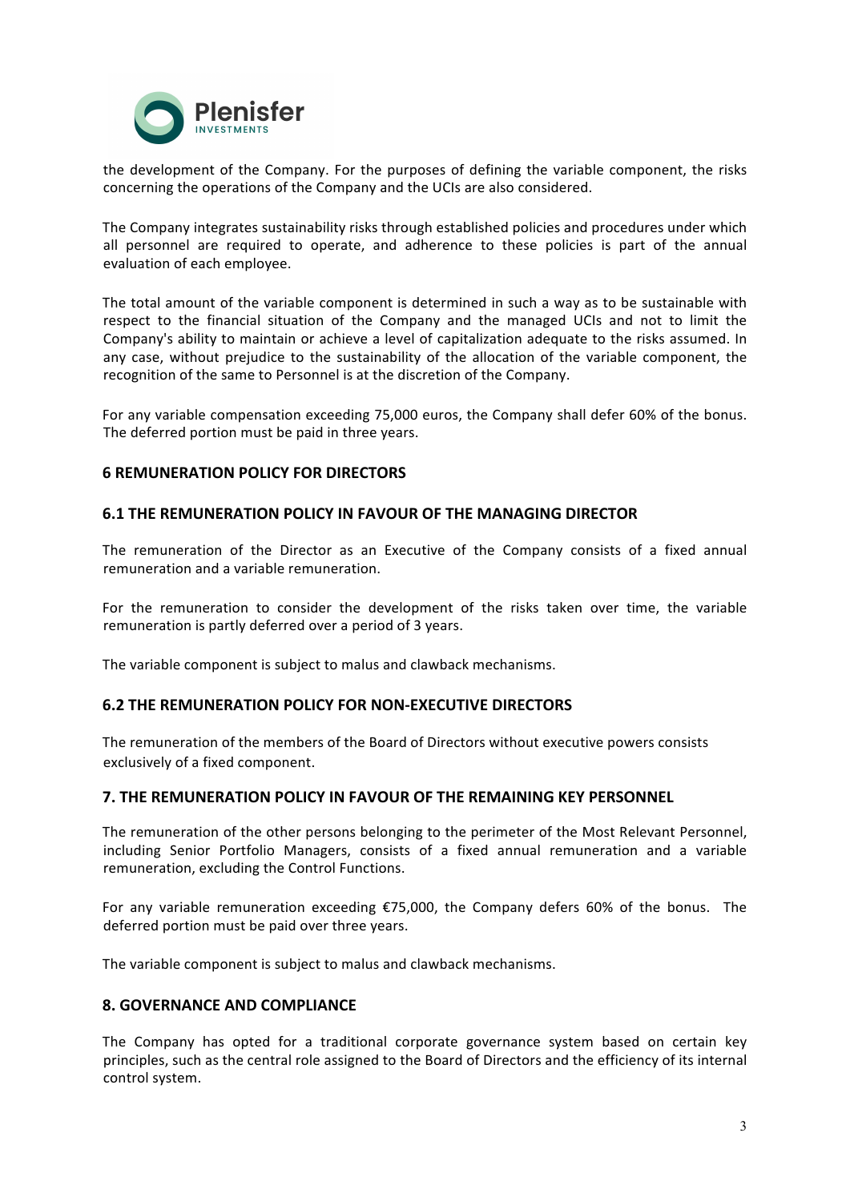the development of the Company. For the purposes of defining the variable component, the risks concerning the operations of the Company and the UCIs are also considered.

The Company integrates sustainability risks through established policies and procedures under which all personnel are required to operate, and adherence to these policies is part of the annual evaluation of each employee.

The total amount of the variable component is determined in such a way as to be sustainable with respect to the financial situation of the Company and the managed UCIs and not to limit the Company's ability to maintain or achieve a level of capitalization adequate to the risks assumed. In any case, without prejudice to the sustainability of the allocation of the variable component, the recognition of the same to Personnel is at the discretion of the Company.

For any variable compensation exceeding 75,000 euros, the Company shall defer 60% of the bonus. The deferred portion must be paid in three years.

## 6 REMUNERATION POLICY FOR DIRECTORS

### 6.1 THE REMUNERATION POLICY IN FAVOUR OF THE MANAGING DIRECTOR

The remuneration of the Director as an Executive of the Company consists of a fixed annual remuneration and a variable remuneration.

For the remuneration to consider the development of the risks taken over time, the variable remuneration is partly deferred over a period of 3 years.

The variable component is subject to malus and clawback mechanisms.

### 6.2 THE REMUNERATION POLICY FOR NON-EXECUTIVE DIRECTORS

The remuneration of the members of the Board of Directors without executive powers consists exclusively of a fixed component.

## 7. THE REMUNERATION POLICY IN FAVOUR OF THE REMAINING KEY PERSONNEL

The remuneration of the other persons belonging to the perimeter of the Most Relevant Personnel, including Senior Portfolio Managers, consists of a fixed annual remuneration and a variable remuneration, excluding the Control Functions.

For any variable remuneration exceeding €75,000, the Company defers 60% of the bonus. The deferred portion must be paid over three years.

The variable component is subject to malus and clawback mechanisms.

## 8. GOVERNANCE AND COMPLIANCE

The Company has opted for a traditional corporate governance system based on certain key principles, such as the central role assigned to the Board of Directors and the efficiency of its internal control system.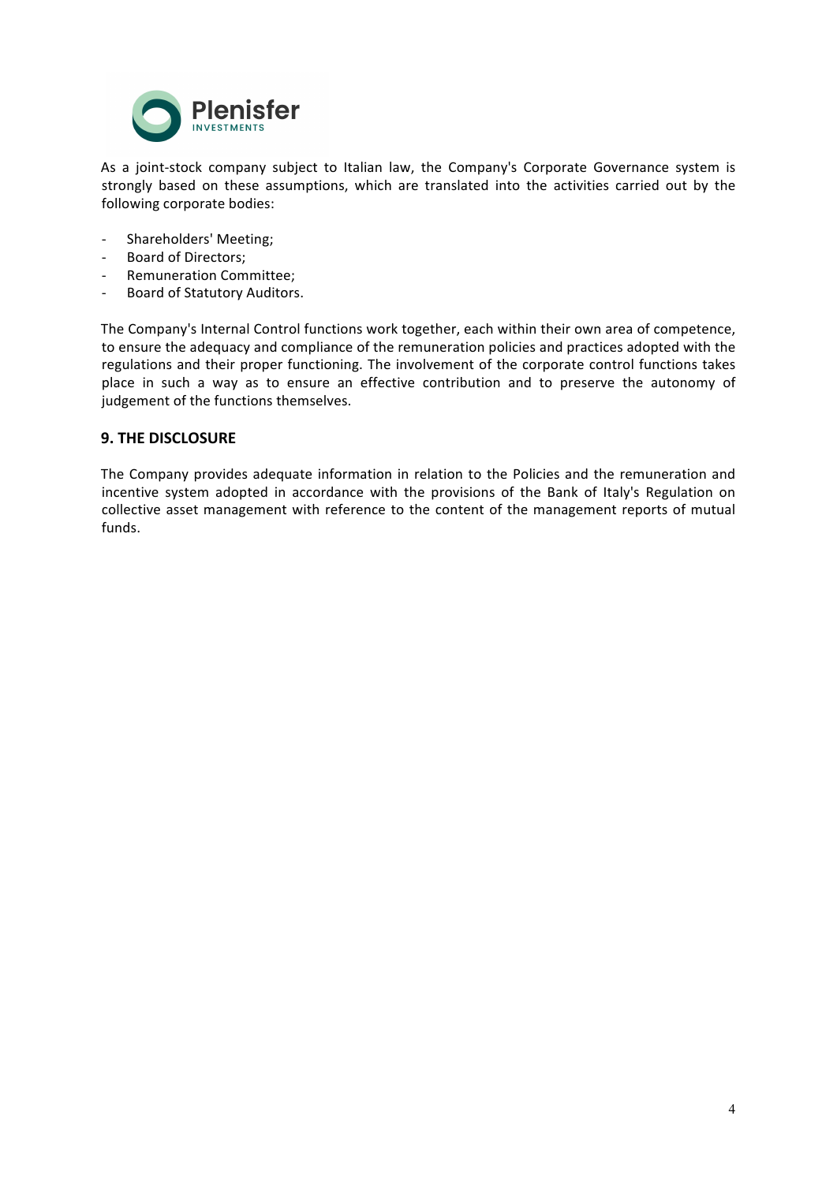As a joint-stock company subject to Italian law, the Company's Corporate Governance system is strongly based on these assumptions, which are translated into the activities carried out by the following corporate bodies:

- Shareholders' Meeting;
- Board of Directors;
- Remuneration Committee;
- Board of Statutory Auditors.

The Company's Internal Control functions work together, each within their own area of competence, to ensure the adequacy and compliance of the remuneration policies and practices adopted with the regulations and their proper functioning. The involvement of the corporate control functions takes place in such a way as to ensure an effective contribution and to preserve the autonomy of judgement of the functions themselves.

## 9. THE DISCLOSURE

The Company provides adequate information in relation to the Policies and the remuneration and incentive system adopted in accordance with the provisions of the Bank of Italy's Regulation on collective asset management with reference to the content of the management reports of mutual funds.